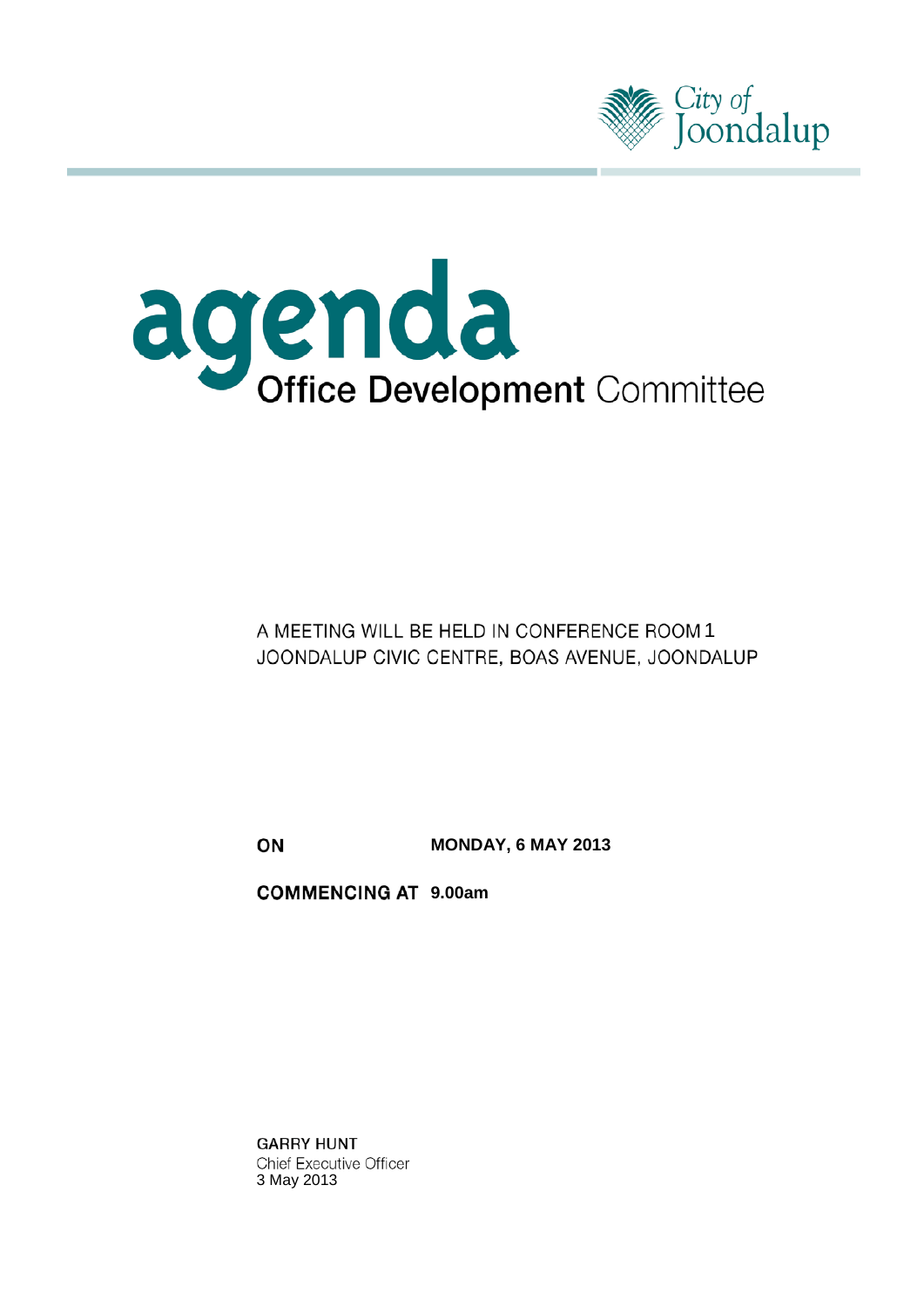City of Joondalup

# agenda

## Office Development Committee

A MEETING WILL BE HELD IN CONFERENCE ROOM 1
JOONDALUP CIVIC CENTRE, BOAS AVENUE, JOONDALUP

**ON** **MONDAY, 6 MAY 2013**

**COMMENCING AT** **9.00am**

**GARRY HUNT**
Chief Executive Officer
3 May 2013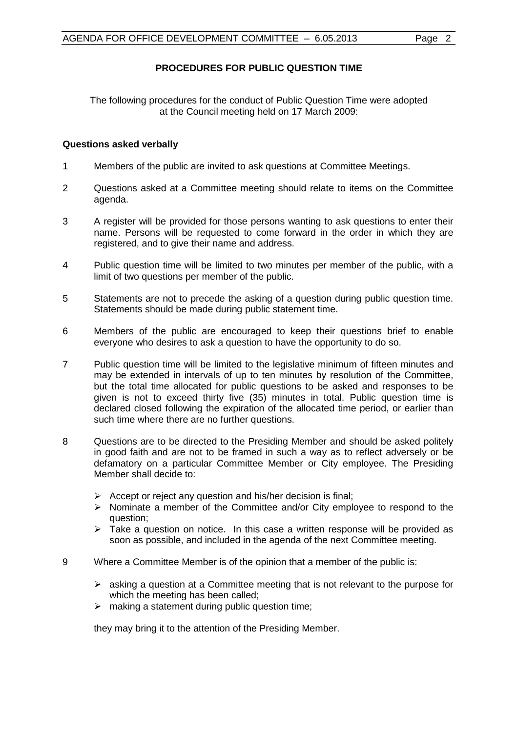## PROCEDURES FOR PUBLIC QUESTION TIME

The following procedures for the conduct of Public Question Time were adopted at the Council meeting held on 17 March 2009:

### Questions asked verbally

1. Members of the public are invited to ask questions at Committee Meetings.

2. Questions asked at a Committee meeting should relate to items on the Committee agenda.

3. A register will be provided for those persons wanting to ask questions to enter their name. Persons will be requested to come forward in the order in which they are registered, and to give their name and address.

4. Public question time will be limited to two minutes per member of the public, with a limit of two questions per member of the public.

5. Statements are not to precede the asking of a question during public question time. Statements should be made during public statement time.

6. Members of the public are encouraged to keep their questions brief to enable everyone who desires to ask a question to have the opportunity to do so.

7. Public question time will be limited to the legislative minimum of fifteen minutes and may be extended in intervals of up to ten minutes by resolution of the Committee, but the total time allocated for public questions to be asked and responses to be given is not to exceed thirty five (35) minutes in total. Public question time is declared closed following the expiration of the allocated time period, or earlier than such time where there are no further questions.

8. Questions are to be directed to the Presiding Member and should be asked politely in good faith and are not to be framed in such a way as to reflect adversely or be defamatory on a particular Committee Member or City employee. The Presiding Member shall decide to:

   - Accept or reject any question and his/her decision is final;
   - Nominate a member of the Committee and/or City employee to respond to the question;
   - Take a question on notice. In this case a written response will be provided as soon as possible, and included in the agenda of the next Committee meeting.

9. Where a Committee Member is of the opinion that a member of the public is:

   - asking a question at a Committee meeting that is not relevant to the purpose for which the meeting has been called;
   - making a statement during public question time;

   they may bring it to the attention of the Presiding Member.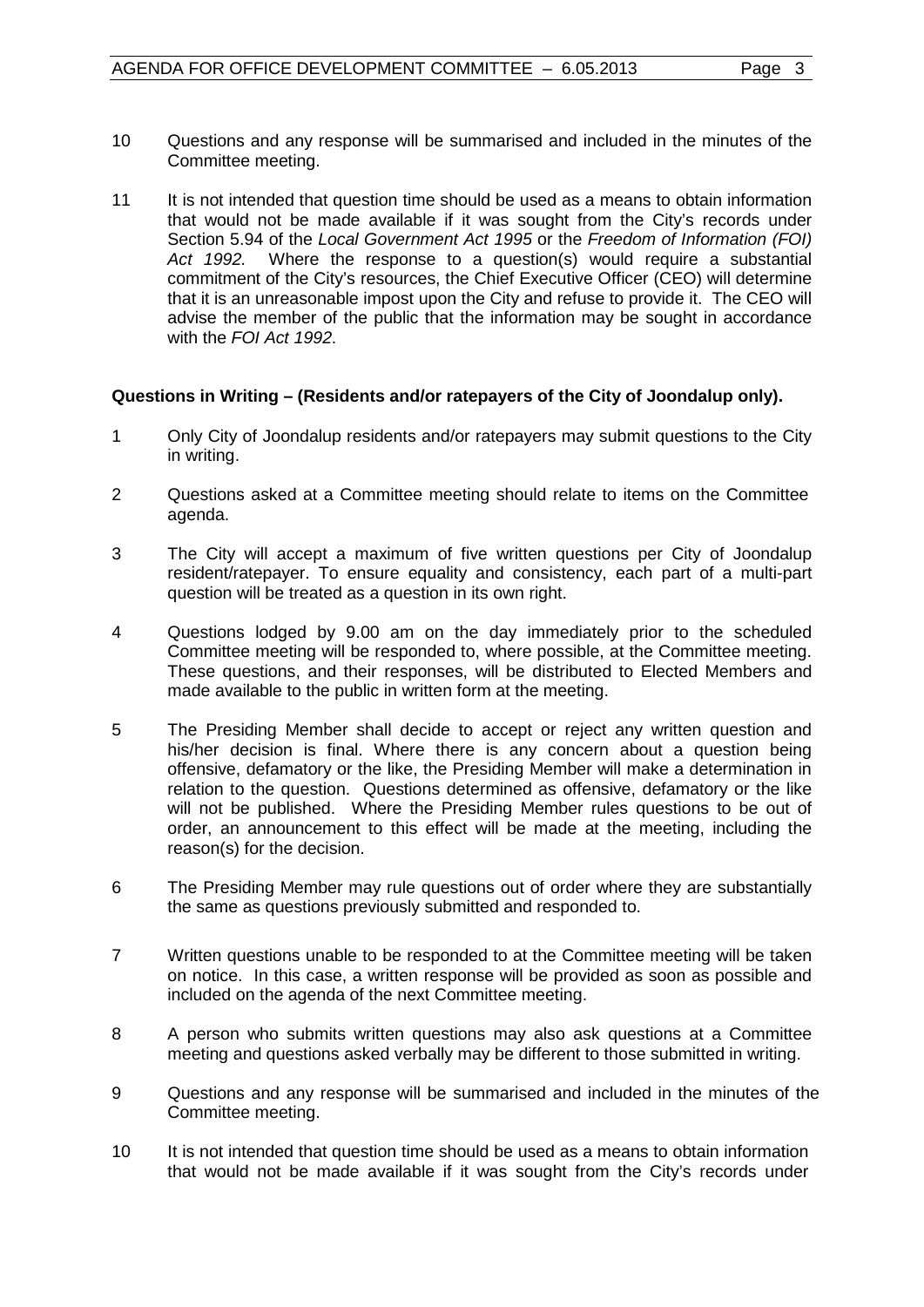10 Questions and any response will be summarised and included in the minutes of the Committee meeting.

11 It is not intended that question time should be used as a means to obtain information that would not be made available if it was sought from the City's records under Section 5.94 of the *Local Government Act 1995* or the *Freedom of Information (FOI) Act 1992.* Where the response to a question(s) would require a substantial commitment of the City's resources, the Chief Executive Officer (CEO) will determine that it is an unreasonable impost upon the City and refuse to provide it. The CEO will advise the member of the public that the information may be sought in accordance with the *FOI Act 1992*.

**Questions in Writing – (Residents and/or ratepayers of the City of Joondalup only).**

1 Only City of Joondalup residents and/or ratepayers may submit questions to the City in writing.

2 Questions asked at a Committee meeting should relate to items on the Committee agenda.

3 The City will accept a maximum of five written questions per City of Joondalup resident/ratepayer. To ensure equality and consistency, each part of a multi-part question will be treated as a question in its own right.

4 Questions lodged by 9.00 am on the day immediately prior to the scheduled Committee meeting will be responded to, where possible, at the Committee meeting. These questions, and their responses, will be distributed to Elected Members and made available to the public in written form at the meeting.

5 The Presiding Member shall decide to accept or reject any written question and his/her decision is final. Where there is any concern about a question being offensive, defamatory or the like, the Presiding Member will make a determination in relation to the question. Questions determined as offensive, defamatory or the like will not be published. Where the Presiding Member rules questions to be out of order, an announcement to this effect will be made at the meeting, including the reason(s) for the decision.

6 The Presiding Member may rule questions out of order where they are substantially the same as questions previously submitted and responded to.

7 Written questions unable to be responded to at the Committee meeting will be taken on notice. In this case, a written response will be provided as soon as possible and included on the agenda of the next Committee meeting.

8 A person who submits written questions may also ask questions at a Committee meeting and questions asked verbally may be different to those submitted in writing.

9 Questions and any response will be summarised and included in the minutes of the Committee meeting.

10 It is not intended that question time should be used as a means to obtain information that would not be made available if it was sought from the City's records under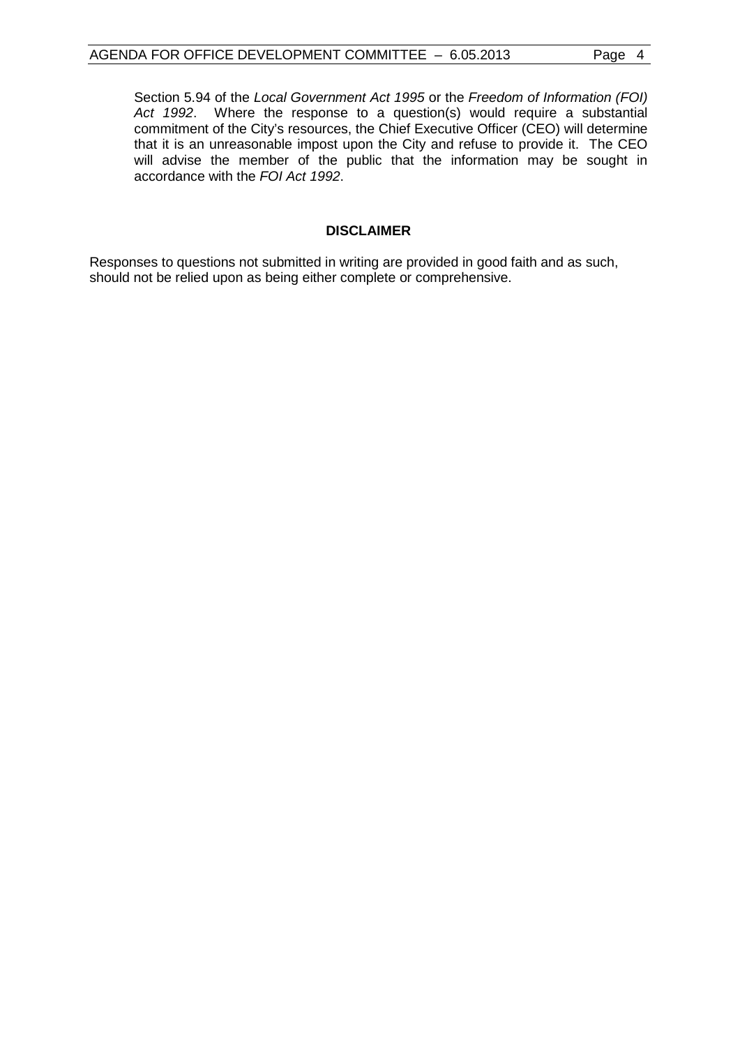Section 5.94 of the *Local Government Act 1995* or the *Freedom of Information (FOI) Act 1992*. Where the response to a question(s) would require a substantial commitment of the City's resources, the Chief Executive Officer (CEO) will determine that it is an unreasonable impost upon the City and refuse to provide it. The CEO will advise the member of the public that the information may be sought in accordance with the *FOI Act 1992*.

**DISCLAIMER**

Responses to questions not submitted in writing are provided in good faith and as such, should not be relied upon as being either complete or comprehensive.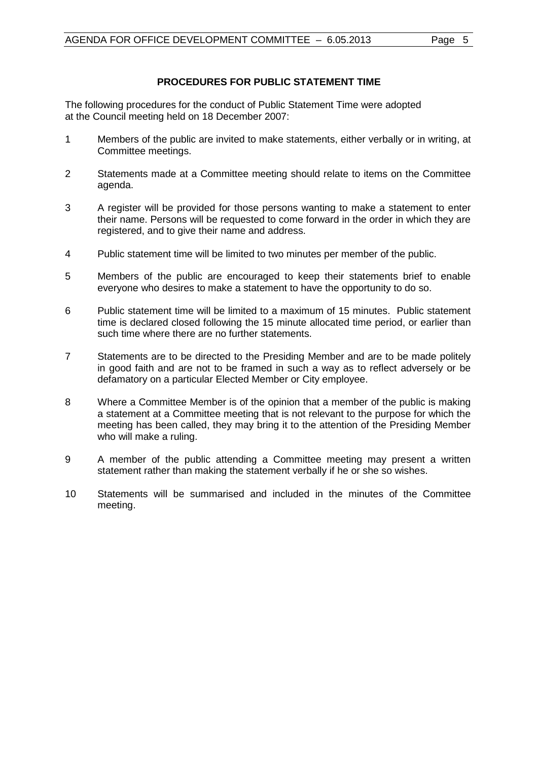## PROCEDURES FOR PUBLIC STATEMENT TIME

The following procedures for the conduct of Public Statement Time were adopted at the Council meeting held on 18 December 2007:

1. Members of the public are invited to make statements, either verbally or in writing, at Committee meetings.

2. Statements made at a Committee meeting should relate to items on the Committee agenda.

3. A register will be provided for those persons wanting to make a statement to enter their name. Persons will be requested to come forward in the order in which they are registered, and to give their name and address.

4. Public statement time will be limited to two minutes per member of the public.

5. Members of the public are encouraged to keep their statements brief to enable everyone who desires to make a statement to have the opportunity to do so.

6. Public statement time will be limited to a maximum of 15 minutes. Public statement time is declared closed following the 15 minute allocated time period, or earlier than such time where there are no further statements.

7. Statements are to be directed to the Presiding Member and are to be made politely in good faith and are not to be framed in such a way as to reflect adversely or be defamatory on a particular Elected Member or City employee.

8. Where a Committee Member is of the opinion that a member of the public is making a statement at a Committee meeting that is not relevant to the purpose for which the meeting has been called, they may bring it to the attention of the Presiding Member who will make a ruling.

9. A member of the public attending a Committee meeting may present a written statement rather than making the statement verbally if he or she so wishes.

10. Statements will be summarised and included in the minutes of the Committee meeting.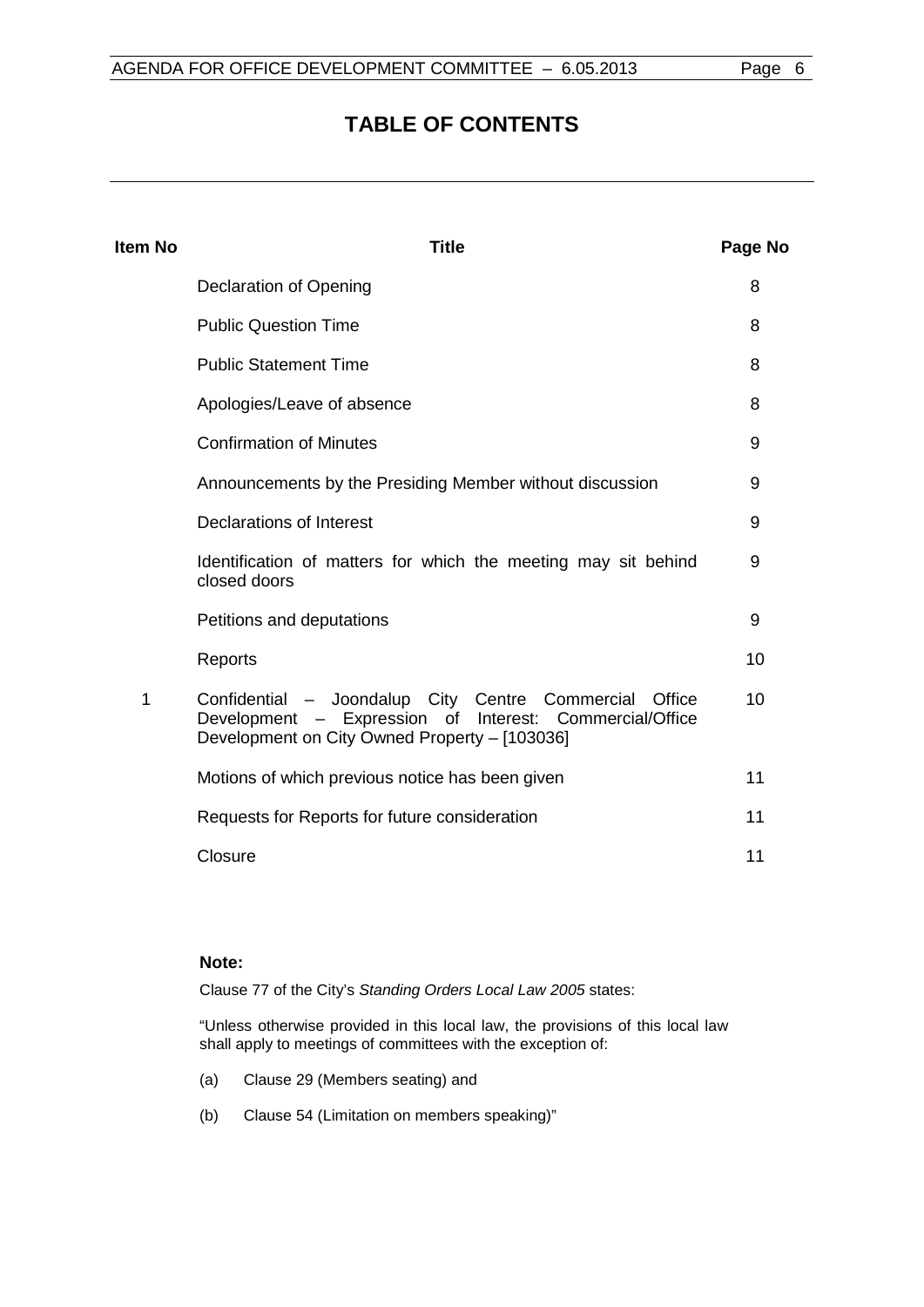# TABLE OF CONTENTS

| Item No | Title | Page No |
|---|---|---|
| | Declaration of Opening | 8 |
| | Public Question Time | 8 |
| | Public Statement Time | 8 |
| | Apologies/Leave of absence | 8 |
| | Confirmation of Minutes | 9 |
| | Announcements by the Presiding Member without discussion | 9 |
| | Declarations of Interest | 9 |
| | Identification of matters for which the meeting may sit behind closed doors | 9 |
| | Petitions and deputations | 9 |
| | Reports | 10 |
| 1 | Confidential – Joondalup City Centre Commercial Office Development – Expression of Interest: Commercial/Office Development on City Owned Property – [103036] | 10 |
| | Motions of which previous notice has been given | 11 |
| | Requests for Reports for future consideration | 11 |
| | Closure | 11 |

**Note:**

Clause 77 of the City's *Standing Orders Local Law 2005* states:

"Unless otherwise provided in this local law, the provisions of this local law shall apply to meetings of committees with the exception of:

(a) Clause 29 (Members seating) and

(b) Clause 54 (Limitation on members speaking)"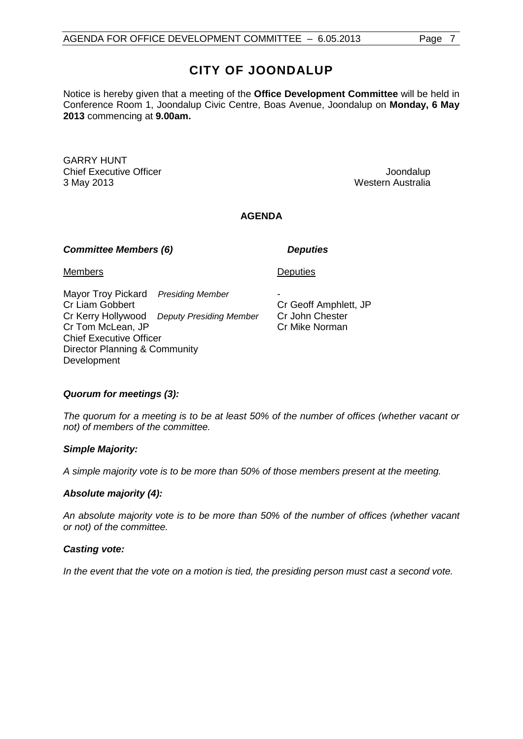# CITY OF JOONDALUP

Notice is hereby given that a meeting of the **Office Development Committee** will be held in Conference Room 1, Joondalup Civic Centre, Boas Avenue, Joondalup on **Monday, 6 May 2013** commencing at **9.00am.**

GARRY HUNT
Chief Executive Officer
3 May 2013

Joondalup
Western Australia

## AGENDA

***Committee Members (6)*** ***Deputies***

| Members | | Deputies |
|---|---|---|
| Mayor Troy Pickard | *Presiding Member* | - |
| Cr Liam Gobbert | | Cr Geoff Amphlett, JP |
| Cr Kerry Hollywood | *Deputy Presiding Member* | Cr John Chester |
| Cr Tom McLean, JP | | Cr Mike Norman |
| Chief Executive Officer | | |
| Director Planning & Community Development | | |

***Quorum for meetings (3):***

*The quorum for a meeting is to be at least 50% of the number of offices (whether vacant or not) of members of the committee.*

***Simple Majority:***

*A simple majority vote is to be more than 50% of those members present at the meeting.*

***Absolute majority (4):***

*An absolute majority vote is to be more than 50% of the number of offices (whether vacant or not) of the committee.*

***Casting vote:***

*In the event that the vote on a motion is tied, the presiding person must cast a second vote.*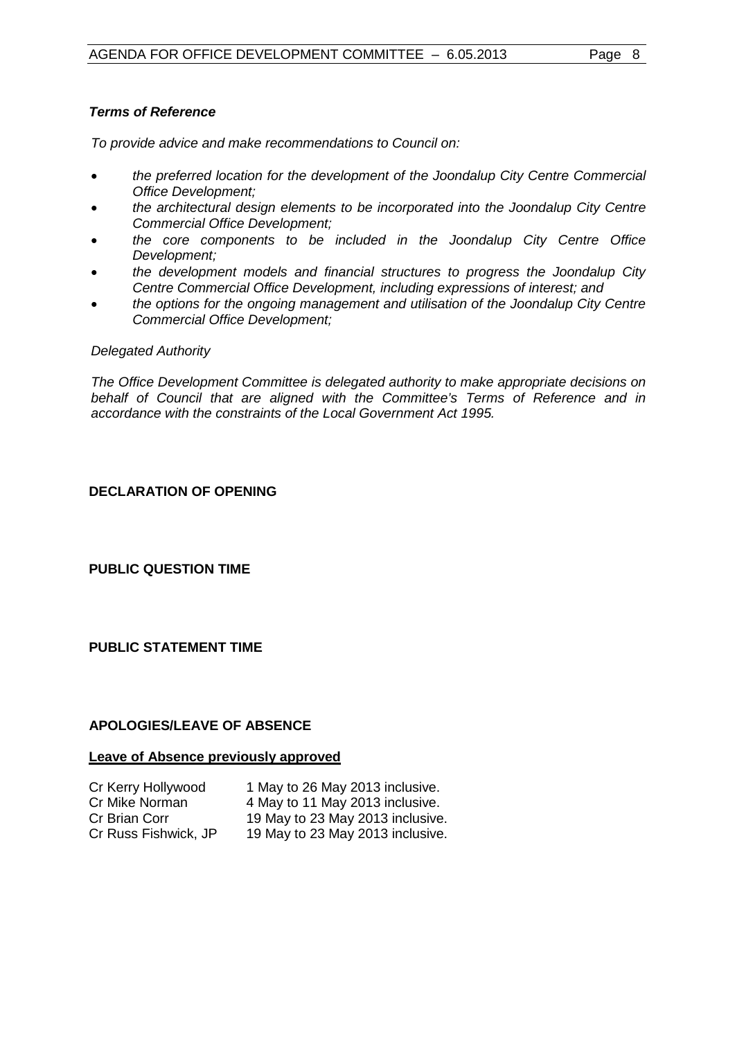***Terms of Reference***

*To provide advice and make recommendations to Council on:*

- *the preferred location for the development of the Joondalup City Centre Commercial Office Development;*
- *the architectural design elements to be incorporated into the Joondalup City Centre Commercial Office Development;*
- *the core components to be included in the Joondalup City Centre Office Development;*
- *the development models and financial structures to progress the Joondalup City Centre Commercial Office Development, including expressions of interest; and*
- *the options for the ongoing management and utilisation of the Joondalup City Centre Commercial Office Development;*

*Delegated Authority*

*The Office Development Committee is delegated authority to make appropriate decisions on behalf of Council that are aligned with the Committee's Terms of Reference and in accordance with the constraints of the Local Government Act 1995.*

**DECLARATION OF OPENING**

**PUBLIC QUESTION TIME**

**PUBLIC STATEMENT TIME**

**APOLOGIES/LEAVE OF ABSENCE**

**Leave of Absence previously approved**

| | |
|---|---|
| Cr Kerry Hollywood | 1 May to 26 May 2013 inclusive. |
| Cr Mike Norman | 4 May to 11 May 2013 inclusive. |
| Cr Brian Corr | 19 May to 23 May 2013 inclusive. |
| Cr Russ Fishwick, JP | 19 May to 23 May 2013 inclusive. |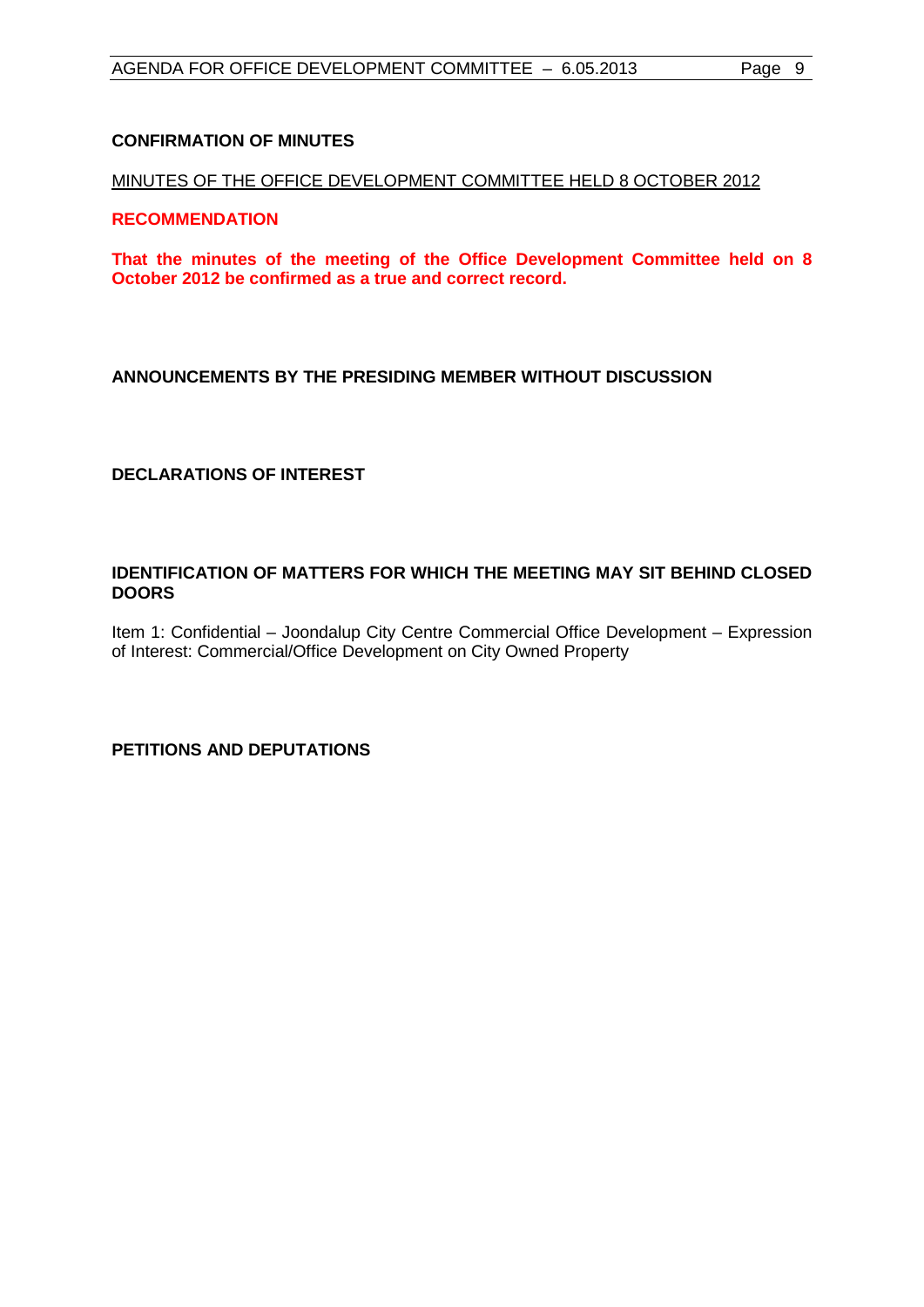**CONFIRMATION OF MINUTES**

MINUTES OF THE OFFICE DEVELOPMENT COMMITTEE HELD 8 OCTOBER 2012

**RECOMMENDATION**

**That the minutes of the meeting of the Office Development Committee held on 8 October 2012 be confirmed as a true and correct record.**

**ANNOUNCEMENTS BY THE PRESIDING MEMBER WITHOUT DISCUSSION**

**DECLARATIONS OF INTEREST**

**IDENTIFICATION OF MATTERS FOR WHICH THE MEETING MAY SIT BEHIND CLOSED DOORS**

Item 1: Confidential – Joondalup City Centre Commercial Office Development – Expression of Interest: Commercial/Office Development on City Owned Property

**PETITIONS AND DEPUTATIONS**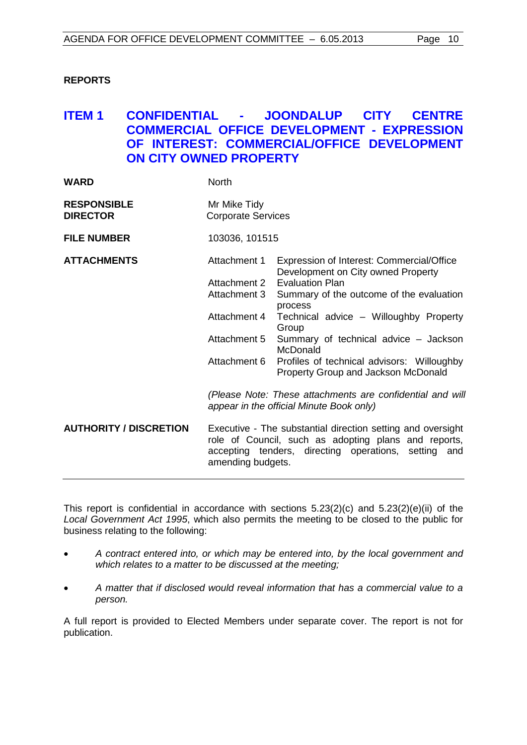## REPORTS

### ITEM 1 CONFIDENTIAL - JOONDALUP CITY CENTRE COMMERCIAL OFFICE DEVELOPMENT - EXPRESSION OF INTEREST: COMMERCIAL/OFFICE DEVELOPMENT ON CITY OWNED PROPERTY

| | |
|---|---|
| **WARD** | North |
| **RESPONSIBLE DIRECTOR** | Mr Mike Tidy<br>Corporate Services |
| **FILE NUMBER** | 103036, 101515 |
| **ATTACHMENTS** | Attachment 1 Expression of Interest: Commercial/Office Development on City owned Property<br>Attachment 2 Evaluation Plan<br>Attachment 3 Summary of the outcome of the evaluation process<br>Attachment 4 Technical advice – Willoughby Property Group<br>Attachment 5 Summary of technical advice – Jackson McDonald<br>Attachment 6 Profiles of technical advisors: Willoughby Property Group and Jackson McDonald<br><br>*(Please Note: These attachments are confidential and will appear in the official Minute Book only)* |
| **AUTHORITY / DISCRETION** | Executive - The substantial direction setting and oversight role of Council, such as adopting plans and reports, accepting tenders, directing operations, setting and amending budgets. |

This report is confidential in accordance with sections 5.23(2)(c) and 5.23(2)(e)(ii) of the *Local Government Act 1995*, which also permits the meeting to be closed to the public for business relating to the following:

- *A contract entered into, or which may be entered into, by the local government and which relates to a matter to be discussed at the meeting;*
- *A matter that if disclosed would reveal information that has a commercial value to a person.*

A full report is provided to Elected Members under separate cover. The report is not for publication.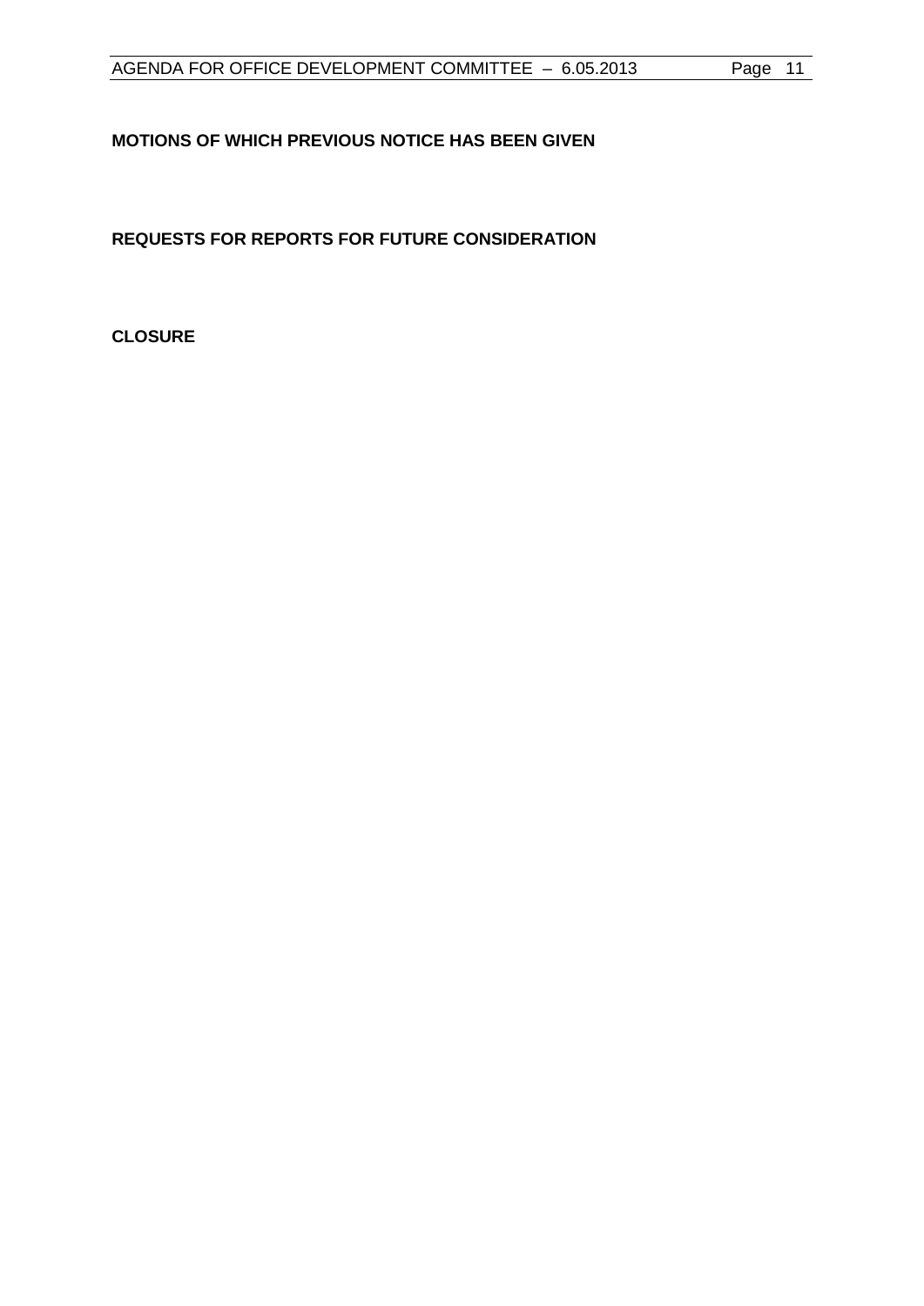**MOTIONS OF WHICH PREVIOUS NOTICE HAS BEEN GIVEN**

**REQUESTS FOR REPORTS FOR FUTURE CONSIDERATION**

**CLOSURE**